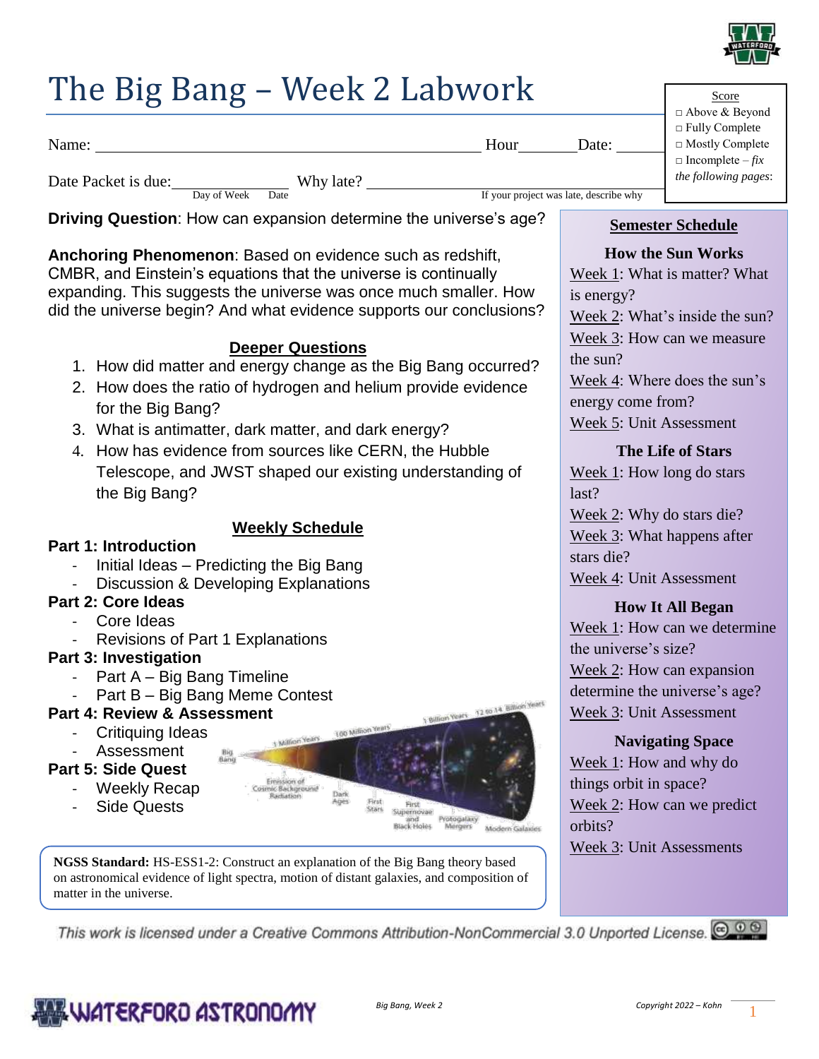# The Big Bang – Week 2 Labwork

Name: ______________________ Hour_______ Date: _______

Date Packet is due: _______________ Why late? ______________________
Day of Week    Date    If your project was late, describe why

Score
- □ Above & Beyond
- □ Fully Complete
- □ Mostly Complete
- □ Incomplete – *fix the following pages*:

**Driving Question**: How can expansion determine the universe's age?

**Anchoring Phenomenon**: Based on evidence such as redshift, CMBR, and Einstein's equations that the universe is continually expanding. This suggests the universe was once much smaller. How did the universe begin? And what evidence supports our conclusions?

## Deeper Questions

1. How did matter and energy change as the Big Bang occurred?
2. How does the ratio of hydrogen and helium provide evidence for the Big Bang?
3. What is antimatter, dark matter, and dark energy?
4. How has evidence from sources like CERN, the Hubble Telescope, and JWST shaped our existing understanding of the Big Bang?

## Weekly Schedule

**Part 1: Introduction**
- Initial Ideas – Predicting the Big Bang
- Discussion & Developing Explanations

**Part 2: Core Ideas**
- Core Ideas
- Revisions of Part 1 Explanations

**Part 3: Investigation**
- Part A – Big Bang Timeline
- Part B – Big Bang Meme Contest

**Part 4: Review & Assessment**
- Critiquing Ideas
- Assessment

**Part 5: Side Quest**
- Weekly Recap
- Side Quests

**NGSS Standard:** HS-ESS1-2: Construct an explanation of the Big Bang theory based on astronomical evidence of light spectra, motion of distant galaxies, and composition of matter in the universe.

## Semester Schedule

**How the Sun Works**

Week 1: What is matter? What is energy?
Week 2: What's inside the sun?
Week 3: How can we measure the sun?
Week 4: Where does the sun's energy come from?
Week 5: Unit Assessment

**The Life of Stars**

Week 1: How long do stars last?
Week 2: Why do stars die?
Week 3: What happens after stars die?
Week 4: Unit Assessment

**How It All Began**

Week 1: How can we determine the universe's size?
Week 2: How can expansion determine the universe's age?
Week 3: Unit Assessment

**Navigating Space**

Week 1: How and why do things orbit in space?
Week 2: How can we predict orbits?
Week 3: Unit Assessments

*This work is licensed under a Creative Commons Attribution-NonCommercial 3.0 Unported License.*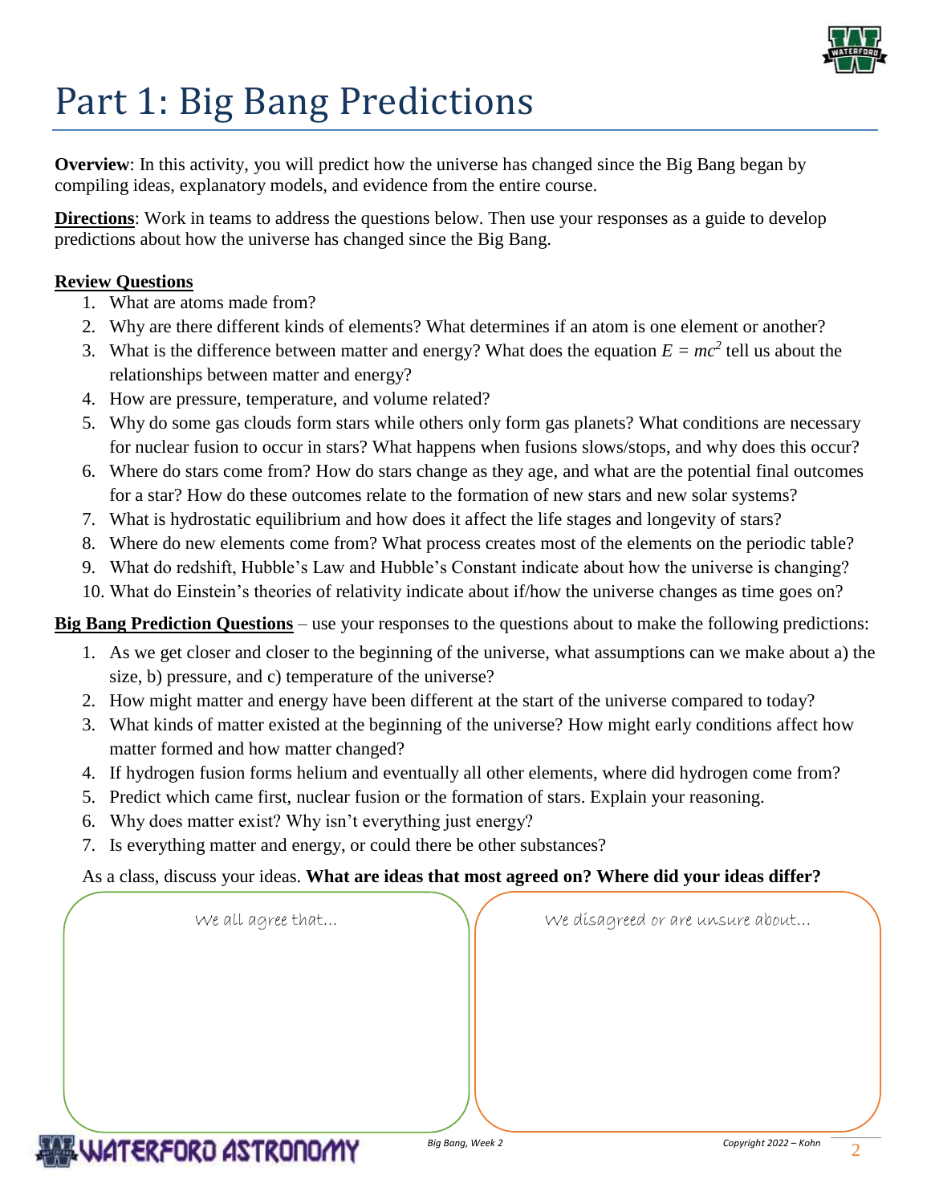# Part 1: Big Bang Predictions

**Overview**: In this activity, you will predict how the universe has changed since the Big Bang began by compiling ideas, explanatory models, and evidence from the entire course.

**Directions**: Work in teams to address the questions below. Then use your responses as a guide to develop predictions about how the universe has changed since the Big Bang.

**Review Questions**

1. What are atoms made from?
2. Why are there different kinds of elements? What determines if an atom is one element or another?
3. What is the difference between matter and energy? What does the equation $E = mc^2$ tell us about the relationships between matter and energy?
4. How are pressure, temperature, and volume related?
5. Why do some gas clouds form stars while others only form gas planets? What conditions are necessary for nuclear fusion to occur in stars? What happens when fusions slows/stops, and why does this occur?
6. Where do stars come from? How do stars change as they age, and what are the potential final outcomes for a star? How do these outcomes relate to the formation of new stars and new solar systems?
7. What is hydrostatic equilibrium and how does it affect the life stages and longevity of stars?
8. Where do new elements come from? What process creates most of the elements on the periodic table?
9. What do redshift, Hubble's Law and Hubble's Constant indicate about how the universe is changing?
10. What do Einstein's theories of relativity indicate about if/how the universe changes as time goes on?

**Big Bang Prediction Questions** – use your responses to the questions about to make the following predictions:

1. As we get closer and closer to the beginning of the universe, what assumptions can we make about a) the size, b) pressure, and c) temperature of the universe?
2. How might matter and energy have been different at the start of the universe compared to today?
3. What kinds of matter existed at the beginning of the universe? How might early conditions affect how matter formed and how matter changed?
4. If hydrogen fusion forms helium and eventually all other elements, where did hydrogen come from?
5. Predict which came first, nuclear fusion or the formation of stars. Explain your reasoning.
6. Why does matter exist? Why isn't everything just energy?
7. Is everything matter and energy, or could there be other substances?

As a class, discuss your ideas. **What are ideas that most agreed on? Where did your ideas differ?**

| We all agree that… | We disagreed or are unsure about… |
| --- | --- |
| | |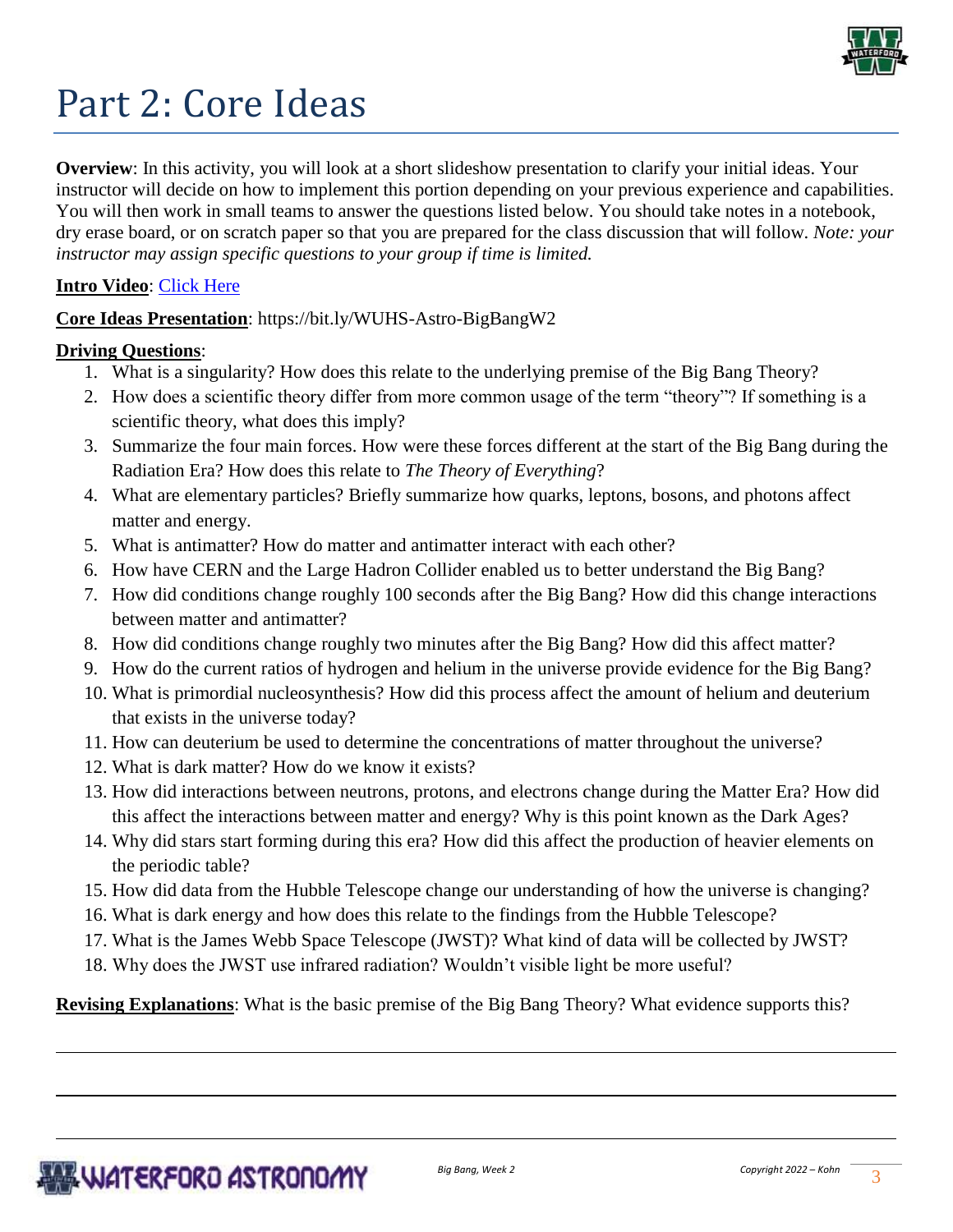# Part 2: Core Ideas

**Overview**: In this activity, you will look at a short slideshow presentation to clarify your initial ideas. Your instructor will decide on how to implement this portion depending on your previous experience and capabilities. You will then work in small teams to answer the questions listed below. You should take notes in a notebook, dry erase board, or on scratch paper so that you are prepared for the class discussion that will follow. *Note: your instructor may assign specific questions to your group if time is limited.*

**Intro Video**: Click Here

**Core Ideas Presentation**: https://bit.ly/WUHS-Astro-BigBangW2

**Driving Questions**:

1. What is a singularity? How does this relate to the underlying premise of the Big Bang Theory?
2. How does a scientific theory differ from more common usage of the term "theory"? If something is a scientific theory, what does this imply?
3. Summarize the four main forces. How were these forces different at the start of the Big Bang during the Radiation Era? How does this relate to *The Theory of Everything*?
4. What are elementary particles? Briefly summarize how quarks, leptons, bosons, and photons affect matter and energy.
5. What is antimatter? How do matter and antimatter interact with each other?
6. How have CERN and the Large Hadron Collider enabled us to better understand the Big Bang?
7. How did conditions change roughly 100 seconds after the Big Bang? How did this change interactions between matter and antimatter?
8. How did conditions change roughly two minutes after the Big Bang? How did this affect matter?
9. How do the current ratios of hydrogen and helium in the universe provide evidence for the Big Bang?
10. What is primordial nucleosynthesis? How did this process affect the amount of helium and deuterium that exists in the universe today?
11. How can deuterium be used to determine the concentrations of matter throughout the universe?
12. What is dark matter? How do we know it exists?
13. How did interactions between neutrons, protons, and electrons change during the Matter Era? How did this affect the interactions between matter and energy? Why is this point known as the Dark Ages?
14. Why did stars start forming during this era? How did this affect the production of heavier elements on the periodic table?
15. How did data from the Hubble Telescope change our understanding of how the universe is changing?
16. What is dark energy and how does this relate to the findings from the Hubble Telescope?
17. What is the James Webb Space Telescope (JWST)? What kind of data will be collected by JWST?
18. Why does the JWST use infrared radiation? Wouldn't visible light be more useful?

**Revising Explanations**: What is the basic premise of the Big Bang Theory? What evidence supports this?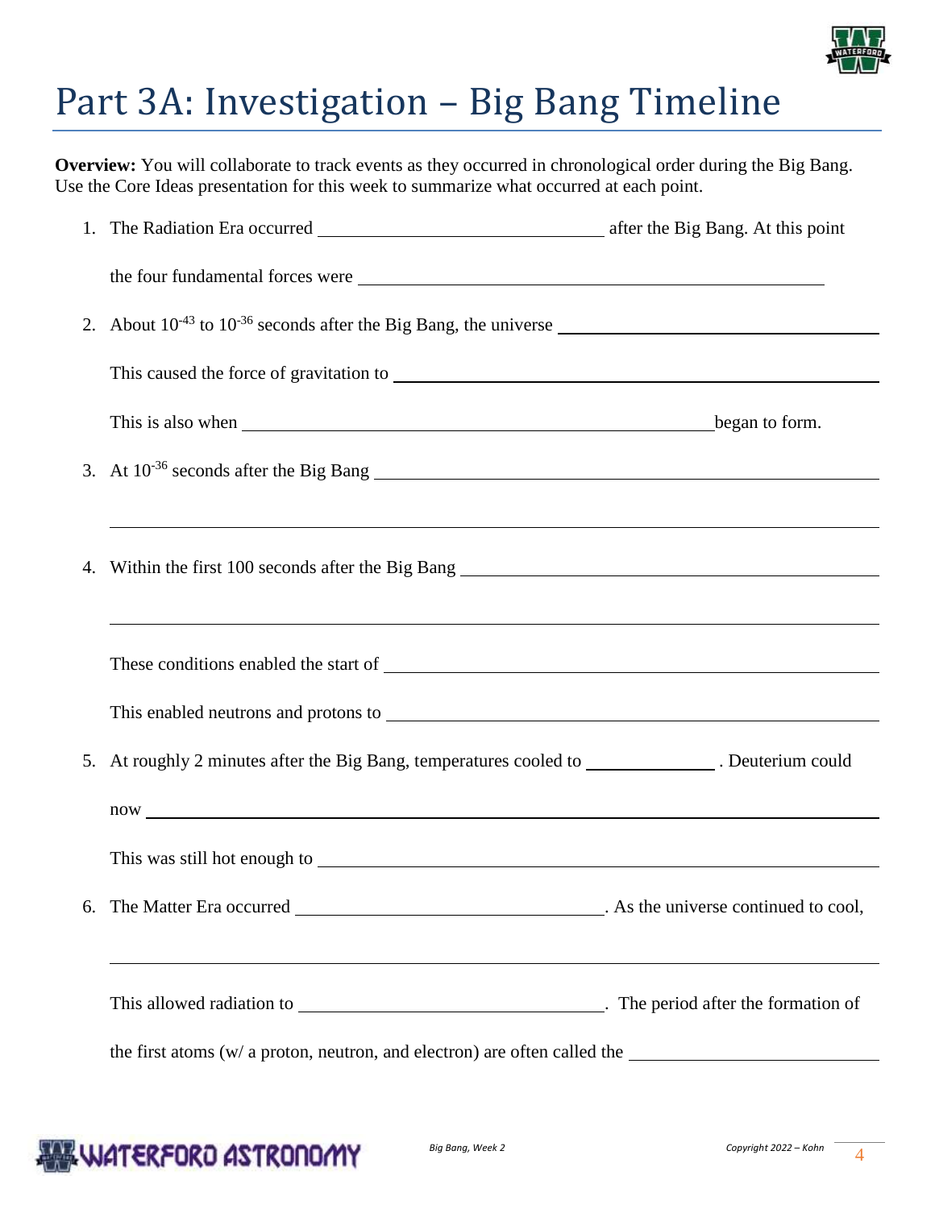# Part 3A: Investigation – Big Bang Timeline

**Overview:** You will collaborate to track events as they occurred in chronological order during the Big Bang. Use the Core Ideas presentation for this week to summarize what occurred at each point.

1. The Radiation Era occurred ______________________________ after the Big Bang. At this point the four fundamental forces were ______________________________________________

2. About $10^{-43}$ to $10^{-36}$ seconds after the Big Bang, the universe ______________________________

   This caused the force of gravitation to ______________________________________________

   This is also when ______________________________________________ began to form.

3. At $10^{-36}$ seconds after the Big Bang ______________________________________________

   ______________________________________________________________________________

4. Within the first 100 seconds after the Big Bang ______________________________________________

   ______________________________________________________________________________

   These conditions enabled the start of ______________________________________________

   This enabled neutrons and protons to ______________________________________________

5. At roughly 2 minutes after the Big Bang, temperatures cooled to ____________ . Deuterium could now ______________________________________________________________________

   This was still hot enough to ______________________________________________

6. The Matter Era occurred ______________________________. As the universe continued to cool,

   ______________________________________________________________________________

   This allowed radiation to ______________________________. The period after the formation of the first atoms (w/ a proton, neutron, and electron) are often called the ________________________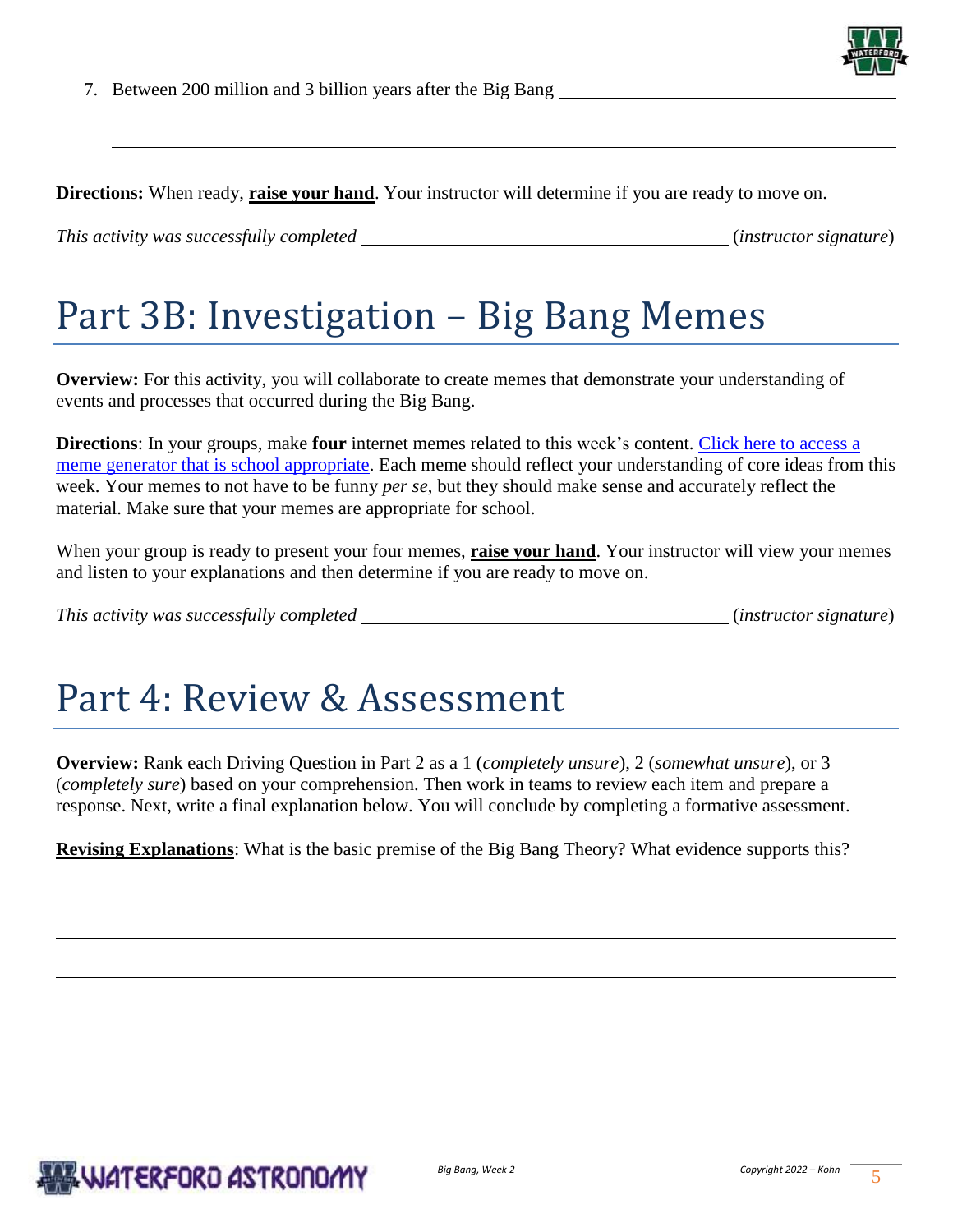7. Between 200 million and 3 billion years after the Big Bang ______________________________

______________________________________________________________________________

**Directions:** When ready, **raise your hand**. Your instructor will determine if you are ready to move on.

*This activity was successfully completed* ______________________________ (*instructor signature*)

# Part 3B: Investigation – Big Bang Memes

**Overview:** For this activity, you will collaborate to create memes that demonstrate your understanding of events and processes that occurred during the Big Bang.

**Directions**: In your groups, make **four** internet memes related to this week's content. Click here to access a meme generator that is school appropriate. Each meme should reflect your understanding of core ideas from this week. Your memes to not have to be funny *per se*, but they should make sense and accurately reflect the material. Make sure that your memes are appropriate for school.

When your group is ready to present your four memes, **raise your hand**. Your instructor will view your memes and listen to your explanations and then determine if you are ready to move on.

*This activity was successfully completed* ______________________________ (*instructor signature*)

# Part 4: Review & Assessment

**Overview:** Rank each Driving Question in Part 2 as a 1 (*completely unsure*), 2 (*somewhat unsure*), or 3 (*completely sure*) based on your comprehension. Then work in teams to review each item and prepare a response. Next, write a final explanation below. You will conclude by completing a formative assessment.

**Revising Explanations**: What is the basic premise of the Big Bang Theory? What evidence supports this?

______________________________________________________________________________

______________________________________________________________________________

______________________________________________________________________________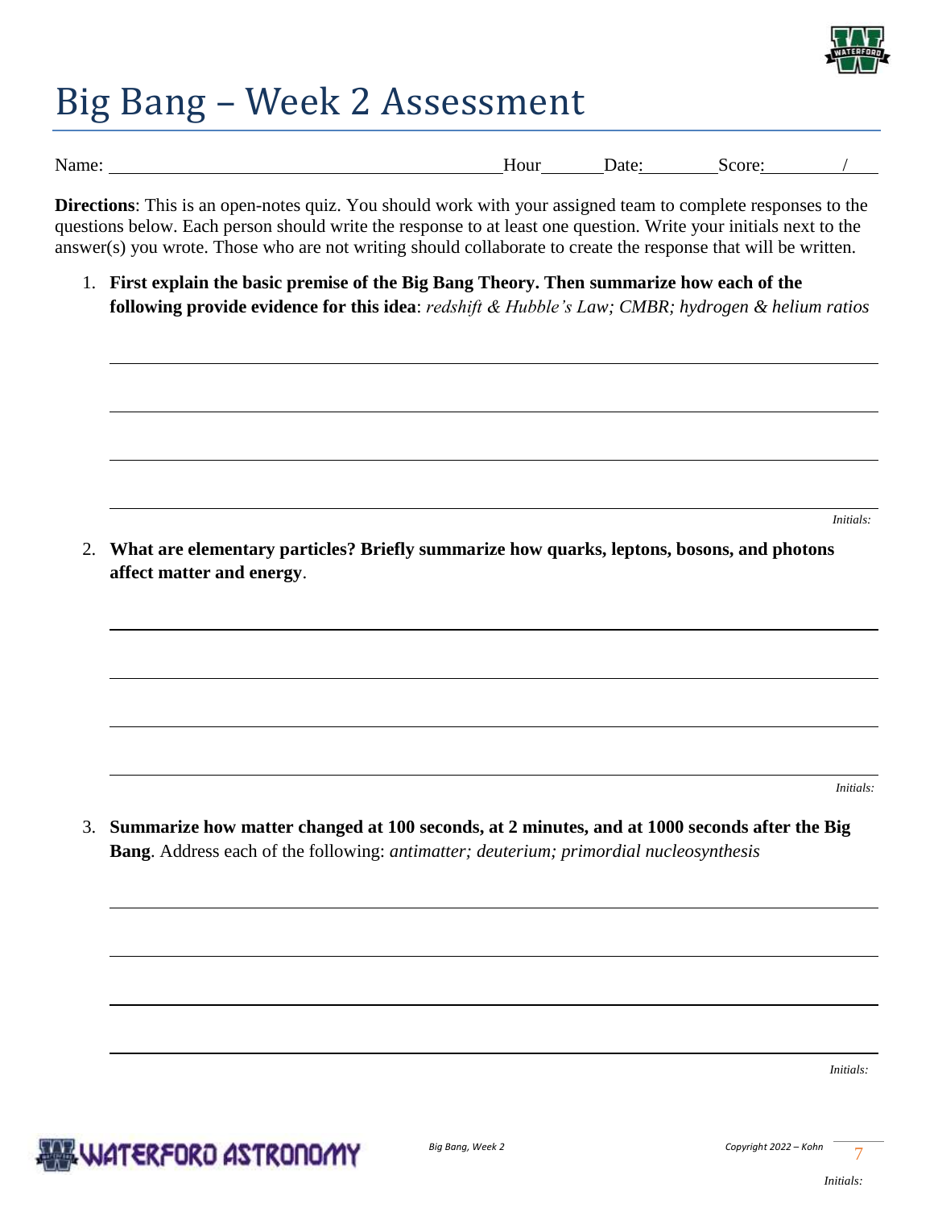# Big Bang – Week 2 Assessment

Name: ________________________________________ Hour______ Date:________ Score:________ /____

**Directions**: This is an open-notes quiz. You should work with your assigned team to complete responses to the questions below. Each person should write the response to at least one question. Write your initials next to the answer(s) you wrote. Those who are not writing should collaborate to create the response that will be written.

1. **First explain the basic premise of the Big Bang Theory. Then summarize how each of the following provide evidence for this idea**: *redshift & Hubble's Law; CMBR; hydrogen & helium ratios*

   ______________________________________________________________________________

   ______________________________________________________________________________

   ______________________________________________________________________________

   ______________________________________________________________________________

   *Initials:*

2. **What are elementary particles? Briefly summarize how quarks, leptons, bosons, and photons affect matter and energy**.

   ______________________________________________________________________________

   ______________________________________________________________________________

   ______________________________________________________________________________

   ______________________________________________________________________________

   *Initials:*

3. **Summarize how matter changed at 100 seconds, at 2 minutes, and at 1000 seconds after the Big Bang**. Address each of the following: *antimatter; deuterium; primordial nucleosynthesis*

   ______________________________________________________________________________

   ______________________________________________________________________________

   ______________________________________________________________________________

   ______________________________________________________________________________

   *Initials:*

*Initials:*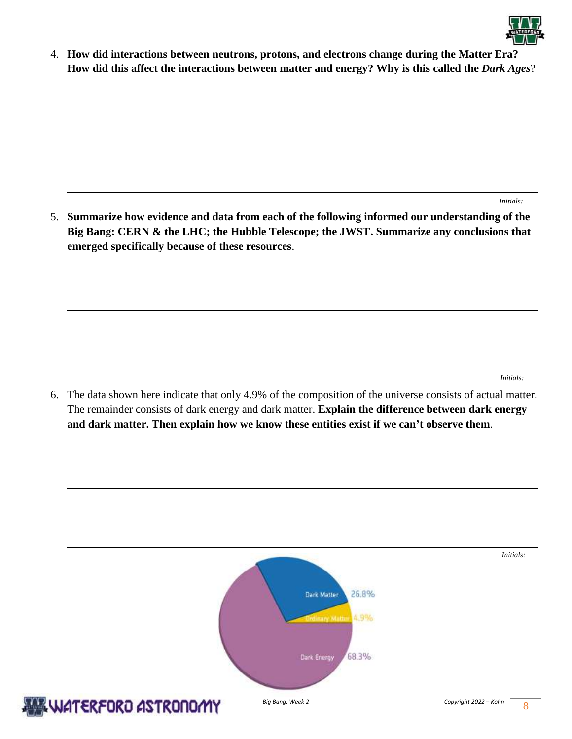4. **How did interactions between neutrons, protons, and electrons change during the Matter Era? How did this affect the interactions between matter and energy? Why is this called the *Dark Ages*?**

*Initials:*

5. **Summarize how evidence and data from each of the following informed our understanding of the Big Bang: CERN & the LHC; the Hubble Telescope; the JWST. Summarize any conclusions that emerged specifically because of these resources**.

*Initials:*

6. The data shown here indicate that only 4.9% of the composition of the universe consists of actual matter. The remainder consists of dark energy and dark matter. **Explain the difference between dark energy and dark matter. Then explain how we know these entities exist if we can't observe them**.

*Initials:*

Dark Matter 26.8%

Ordinary Matter 4.9%

Dark Energy 68.3%